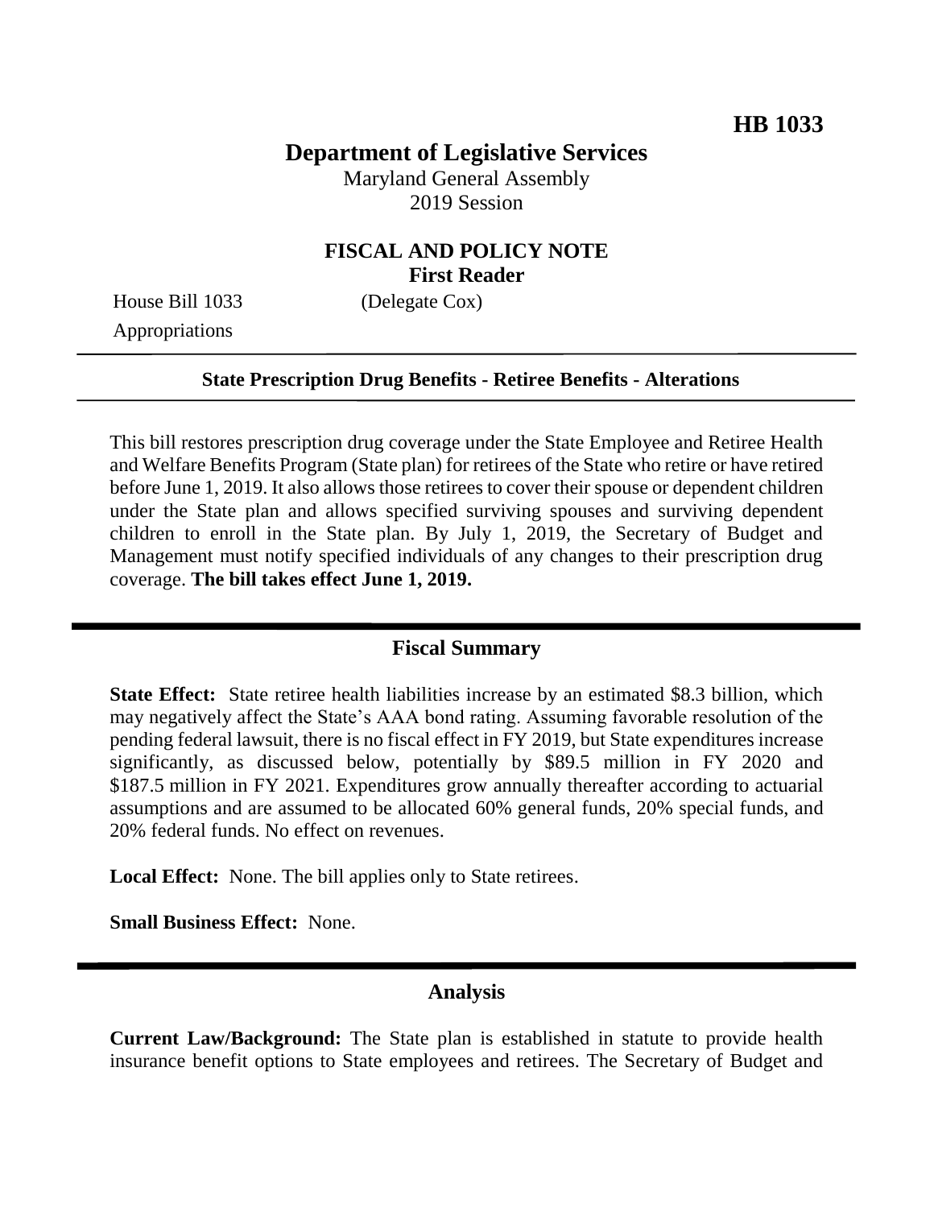**HB 1033**

# Department of Legislative Services

Maryland General Assembly
2019 Session

## FISCAL AND POLICY NOTE
**First Reader**

House Bill 1033 (Delegate Cox)
Appropriations

---

**State Prescription Drug Benefits - Retiree Benefits - Alterations**

---

This bill restores prescription drug coverage under the State Employee and Retiree Health and Welfare Benefits Program (State plan) for retirees of the State who retire or have retired before June 1, 2019. It also allows those retirees to cover their spouse or dependent children under the State plan and allows specified surviving spouses and surviving dependent children to enroll in the State plan. By July 1, 2019, the Secretary of Budget and Management must notify specified individuals of any changes to their prescription drug coverage. **The bill takes effect June 1, 2019.**

---

## Fiscal Summary

**State Effect:** State retiree health liabilities increase by an estimated $8.3 billion, which may negatively affect the State's AAA bond rating. Assuming favorable resolution of the pending federal lawsuit, there is no fiscal effect in FY 2019, but State expenditures increase significantly, as discussed below, potentially by $89.5 million in FY 2020 and $187.5 million in FY 2021. Expenditures grow annually thereafter according to actuarial assumptions and are assumed to be allocated 60% general funds, 20% special funds, and 20% federal funds. No effect on revenues.

**Local Effect:** None. The bill applies only to State retirees.

**Small Business Effect:** None.

---

## Analysis

**Current Law/Background:** The State plan is established in statute to provide health insurance benefit options to State employees and retirees. The Secretary of Budget and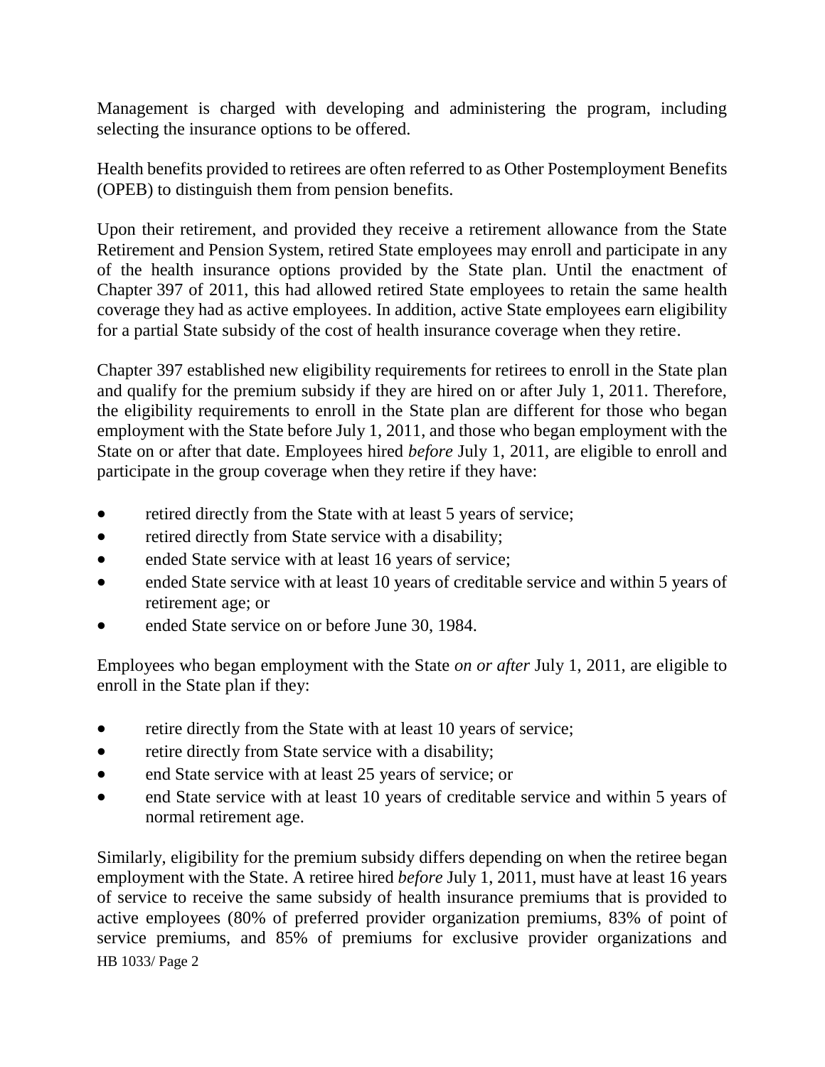Management is charged with developing and administering the program, including selecting the insurance options to be offered.

Health benefits provided to retirees are often referred to as Other Postemployment Benefits (OPEB) to distinguish them from pension benefits.

Upon their retirement, and provided they receive a retirement allowance from the State Retirement and Pension System, retired State employees may enroll and participate in any of the health insurance options provided by the State plan. Until the enactment of Chapter 397 of 2011, this had allowed retired State employees to retain the same health coverage they had as active employees. In addition, active State employees earn eligibility for a partial State subsidy of the cost of health insurance coverage when they retire.

Chapter 397 established new eligibility requirements for retirees to enroll in the State plan and qualify for the premium subsidy if they are hired on or after July 1, 2011. Therefore, the eligibility requirements to enroll in the State plan are different for those who began employment with the State before July 1, 2011, and those who began employment with the State on or after that date. Employees hired *before* July 1, 2011, are eligible to enroll and participate in the group coverage when they retire if they have:

- retired directly from the State with at least 5 years of service;
- retired directly from State service with a disability;
- ended State service with at least 16 years of service;
- ended State service with at least 10 years of creditable service and within 5 years of retirement age; or
- ended State service on or before June 30, 1984.

Employees who began employment with the State *on or after* July 1, 2011, are eligible to enroll in the State plan if they:

- retire directly from the State with at least 10 years of service;
- retire directly from State service with a disability;
- end State service with at least 25 years of service; or
- end State service with at least 10 years of creditable service and within 5 years of normal retirement age.

Similarly, eligibility for the premium subsidy differs depending on when the retiree began employment with the State. A retiree hired *before* July 1, 2011, must have at least 16 years of service to receive the same subsidy of health insurance premiums that is provided to active employees (80% of preferred provider organization premiums, 83% of point of service premiums, and 85% of premiums for exclusive provider organizations and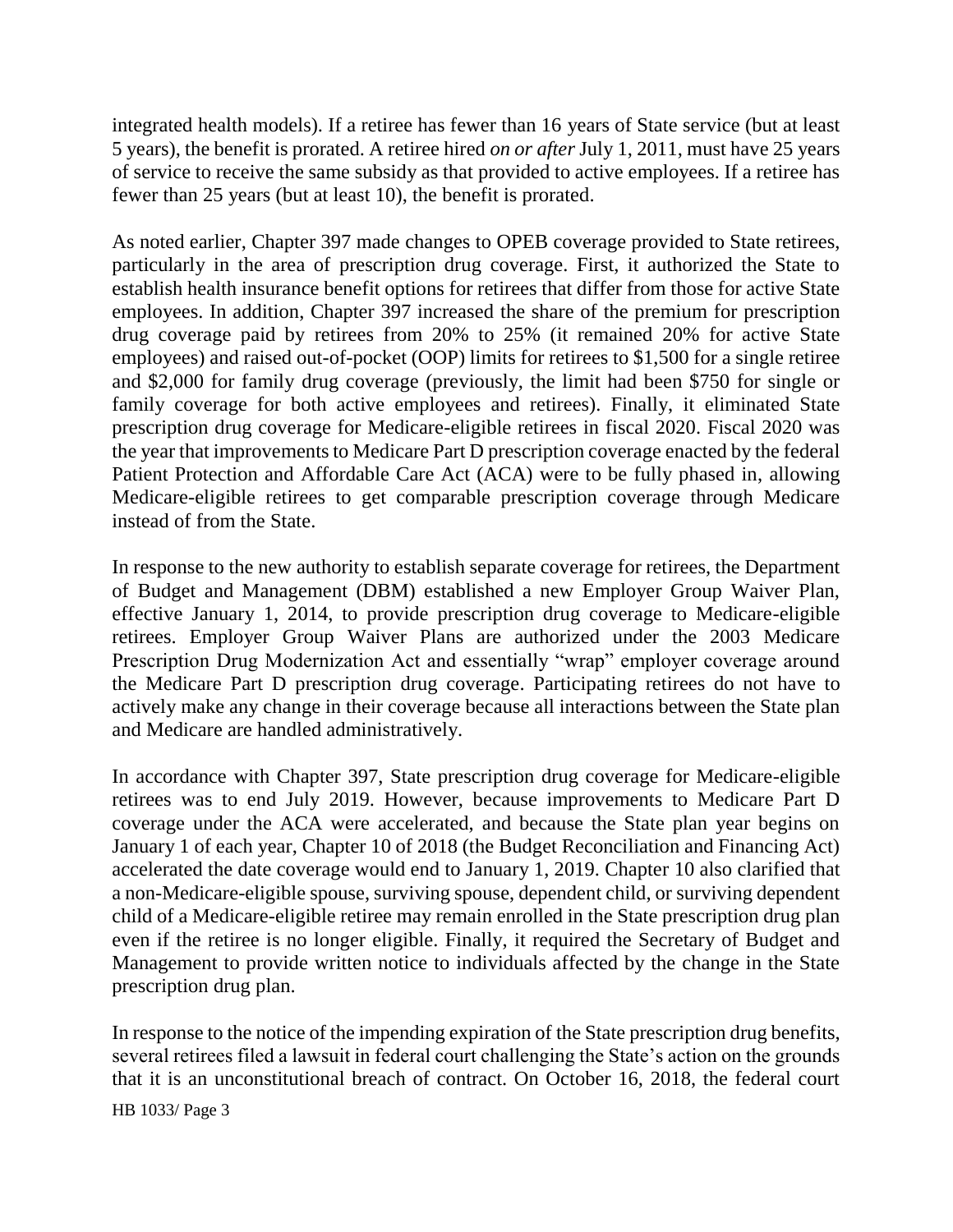integrated health models). If a retiree has fewer than 16 years of State service (but at least 5 years), the benefit is prorated. A retiree hired *on or after* July 1, 2011, must have 25 years of service to receive the same subsidy as that provided to active employees. If a retiree has fewer than 25 years (but at least 10), the benefit is prorated.

As noted earlier, Chapter 397 made changes to OPEB coverage provided to State retirees, particularly in the area of prescription drug coverage. First, it authorized the State to establish health insurance benefit options for retirees that differ from those for active State employees. In addition, Chapter 397 increased the share of the premium for prescription drug coverage paid by retirees from 20% to 25% (it remained 20% for active State employees) and raised out-of-pocket (OOP) limits for retirees to $1,500 for a single retiree and $2,000 for family drug coverage (previously, the limit had been $750 for single or family coverage for both active employees and retirees). Finally, it eliminated State prescription drug coverage for Medicare-eligible retirees in fiscal 2020. Fiscal 2020 was the year that improvements to Medicare Part D prescription coverage enacted by the federal Patient Protection and Affordable Care Act (ACA) were to be fully phased in, allowing Medicare-eligible retirees to get comparable prescription coverage through Medicare instead of from the State.

In response to the new authority to establish separate coverage for retirees, the Department of Budget and Management (DBM) established a new Employer Group Waiver Plan, effective January 1, 2014, to provide prescription drug coverage to Medicare-eligible retirees. Employer Group Waiver Plans are authorized under the 2003 Medicare Prescription Drug Modernization Act and essentially "wrap" employer coverage around the Medicare Part D prescription drug coverage. Participating retirees do not have to actively make any change in their coverage because all interactions between the State plan and Medicare are handled administratively.

In accordance with Chapter 397, State prescription drug coverage for Medicare-eligible retirees was to end July 2019. However, because improvements to Medicare Part D coverage under the ACA were accelerated, and because the State plan year begins on January 1 of each year, Chapter 10 of 2018 (the Budget Reconciliation and Financing Act) accelerated the date coverage would end to January 1, 2019. Chapter 10 also clarified that a non-Medicare-eligible spouse, surviving spouse, dependent child, or surviving dependent child of a Medicare-eligible retiree may remain enrolled in the State prescription drug plan even if the retiree is no longer eligible. Finally, it required the Secretary of Budget and Management to provide written notice to individuals affected by the change in the State prescription drug plan.

In response to the notice of the impending expiration of the State prescription drug benefits, several retirees filed a lawsuit in federal court challenging the State's action on the grounds that it is an unconstitutional breach of contract. On October 16, 2018, the federal court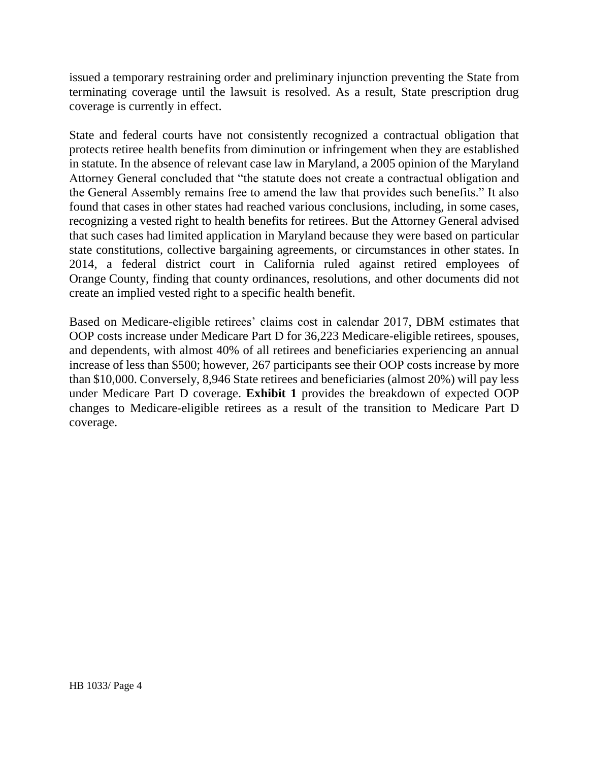issued a temporary restraining order and preliminary injunction preventing the State from terminating coverage until the lawsuit is resolved. As a result, State prescription drug coverage is currently in effect.

State and federal courts have not consistently recognized a contractual obligation that protects retiree health benefits from diminution or infringement when they are established in statute. In the absence of relevant case law in Maryland, a 2005 opinion of the Maryland Attorney General concluded that "the statute does not create a contractual obligation and the General Assembly remains free to amend the law that provides such benefits." It also found that cases in other states had reached various conclusions, including, in some cases, recognizing a vested right to health benefits for retirees. But the Attorney General advised that such cases had limited application in Maryland because they were based on particular state constitutions, collective bargaining agreements, or circumstances in other states. In 2014, a federal district court in California ruled against retired employees of Orange County, finding that county ordinances, resolutions, and other documents did not create an implied vested right to a specific health benefit.

Based on Medicare-eligible retirees' claims cost in calendar 2017, DBM estimates that OOP costs increase under Medicare Part D for 36,223 Medicare-eligible retirees, spouses, and dependents, with almost 40% of all retirees and beneficiaries experiencing an annual increase of less than $500; however, 267 participants see their OOP costs increase by more than $10,000. Conversely, 8,946 State retirees and beneficiaries (almost 20%) will pay less under Medicare Part D coverage. **Exhibit 1** provides the breakdown of expected OOP changes to Medicare-eligible retirees as a result of the transition to Medicare Part D coverage.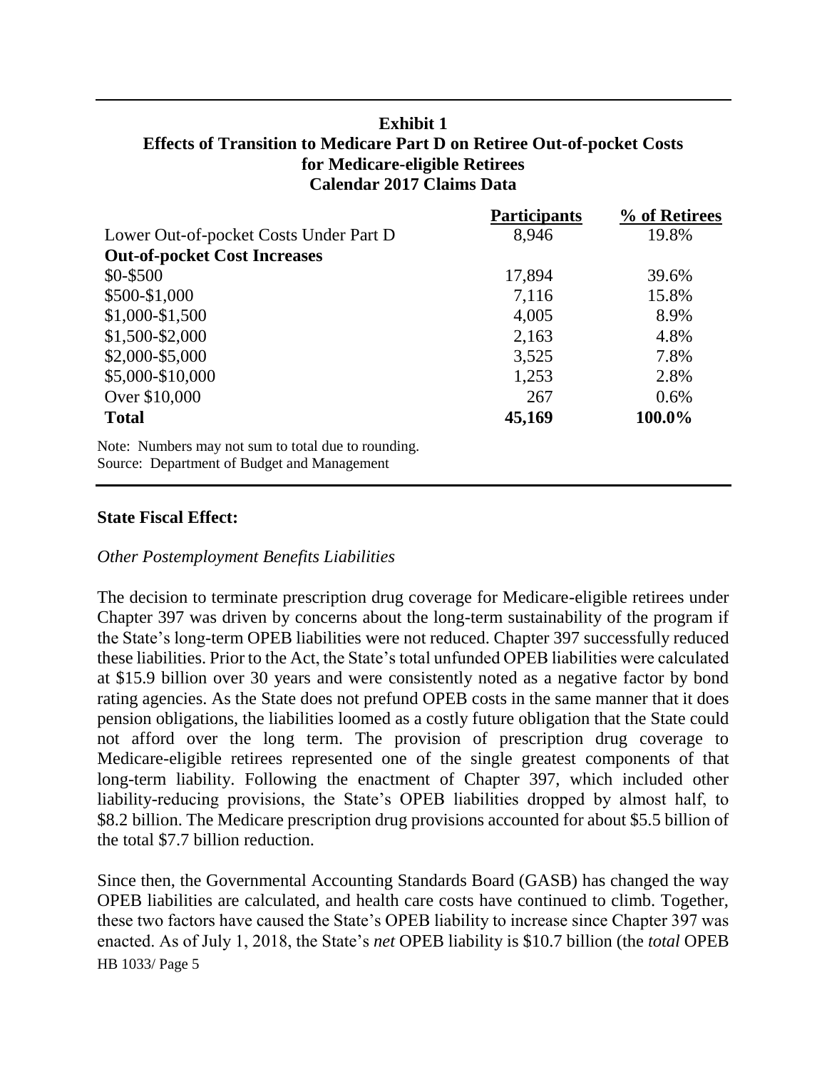**Exhibit 1**
**Effects of Transition to Medicare Part D on Retiree Out-of-pocket Costs for Medicare-eligible Retirees**
**Calendar 2017 Claims Data**

| | Participants | % of Retirees |
|---|---|---|
| Lower Out-of-pocket Costs Under Part D | 8,946 | 19.8% |
| **Out-of-pocket Cost Increases** | | |
| $0-$500 | 17,894 | 39.6% |
| $500-$1,000 | 7,116 | 15.8% |
| $1,000-$1,500 | 4,005 | 8.9% |
| $1,500-$2,000 | 2,163 | 4.8% |
| $2,000-$5,000 | 3,525 | 7.8% |
| $5,000-$10,000 | 1,253 | 2.8% |
| Over $10,000 | 267 | 0.6% |
| **Total** | **45,169** | **100.0%** |

Note: Numbers may not sum to total due to rounding.
Source: Department of Budget and Management

**State Fiscal Effect:**

*Other Postemployment Benefits Liabilities*

The decision to terminate prescription drug coverage for Medicare-eligible retirees under Chapter 397 was driven by concerns about the long-term sustainability of the program if the State's long-term OPEB liabilities were not reduced. Chapter 397 successfully reduced these liabilities. Prior to the Act, the State's total unfunded OPEB liabilities were calculated at $15.9 billion over 30 years and were consistently noted as a negative factor by bond rating agencies. As the State does not prefund OPEB costs in the same manner that it does pension obligations, the liabilities loomed as a costly future obligation that the State could not afford over the long term. The provision of prescription drug coverage to Medicare-eligible retirees represented one of the single greatest components of that long-term liability. Following the enactment of Chapter 397, which included other liability-reducing provisions, the State's OPEB liabilities dropped by almost half, to $8.2 billion. The Medicare prescription drug provisions accounted for about $5.5 billion of the total $7.7 billion reduction.

Since then, the Governmental Accounting Standards Board (GASB) has changed the way OPEB liabilities are calculated, and health care costs have continued to climb. Together, these two factors have caused the State's OPEB liability to increase since Chapter 397 was enacted. As of July 1, 2018, the State's *net* OPEB liability is $10.7 billion (the *total* OPEB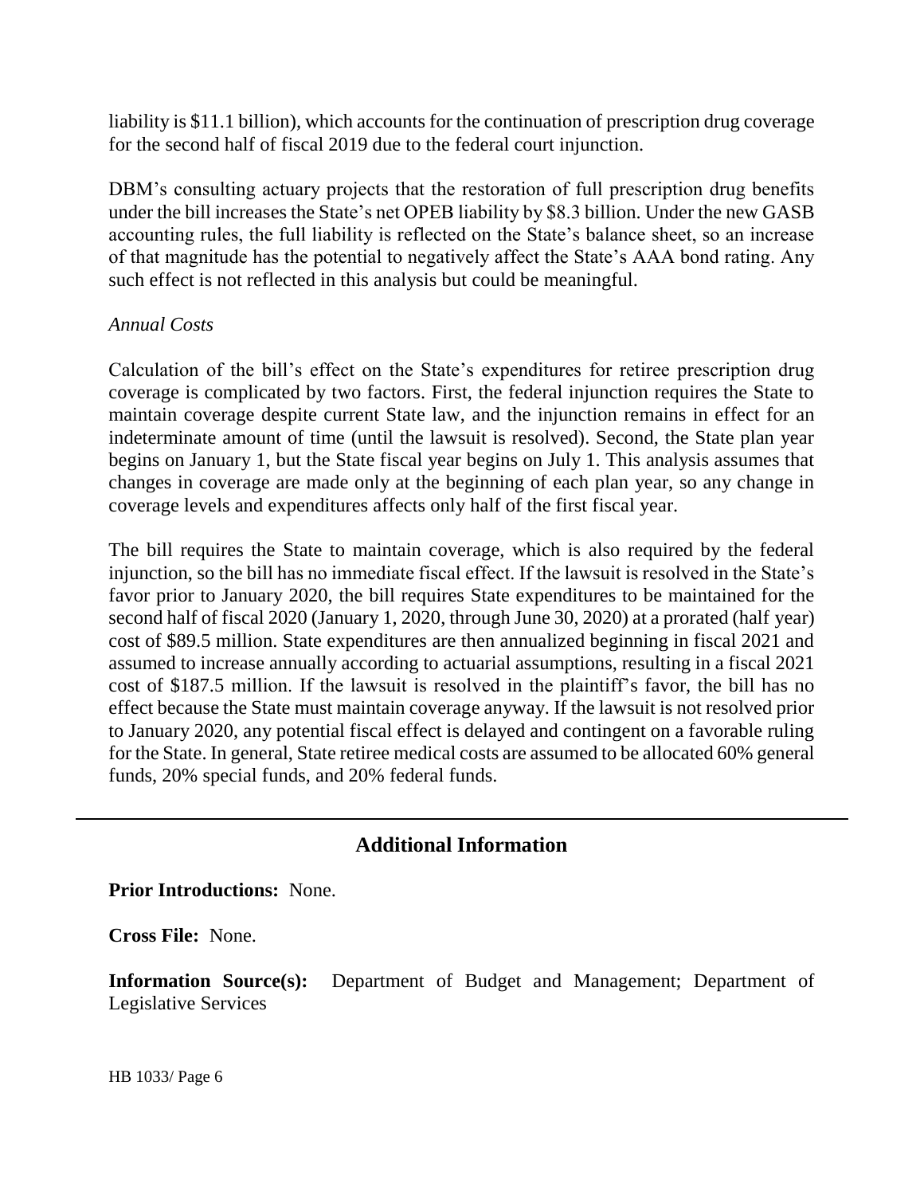liability is $11.1 billion), which accounts for the continuation of prescription drug coverage for the second half of fiscal 2019 due to the federal court injunction.

DBM's consulting actuary projects that the restoration of full prescription drug benefits under the bill increases the State's net OPEB liability by $8.3 billion. Under the new GASB accounting rules, the full liability is reflected on the State's balance sheet, so an increase of that magnitude has the potential to negatively affect the State's AAA bond rating. Any such effect is not reflected in this analysis but could be meaningful.

*Annual Costs*

Calculation of the bill's effect on the State's expenditures for retiree prescription drug coverage is complicated by two factors. First, the federal injunction requires the State to maintain coverage despite current State law, and the injunction remains in effect for an indeterminate amount of time (until the lawsuit is resolved). Second, the State plan year begins on January 1, but the State fiscal year begins on July 1. This analysis assumes that changes in coverage are made only at the beginning of each plan year, so any change in coverage levels and expenditures affects only half of the first fiscal year.

The bill requires the State to maintain coverage, which is also required by the federal injunction, so the bill has no immediate fiscal effect. If the lawsuit is resolved in the State's favor prior to January 2020, the bill requires State expenditures to be maintained for the second half of fiscal 2020 (January 1, 2020, through June 30, 2020) at a prorated (half year) cost of $89.5 million. State expenditures are then annualized beginning in fiscal 2021 and assumed to increase annually according to actuarial assumptions, resulting in a fiscal 2021 cost of $187.5 million. If the lawsuit is resolved in the plaintiff's favor, the bill has no effect because the State must maintain coverage anyway. If the lawsuit is not resolved prior to January 2020, any potential fiscal effect is delayed and contingent on a favorable ruling for the State. In general, State retiree medical costs are assumed to be allocated 60% general funds, 20% special funds, and 20% federal funds.

---

## Additional Information

**Prior Introductions:** None.

**Cross File:** None.

**Information Source(s):** Department of Budget and Management; Department of Legislative Services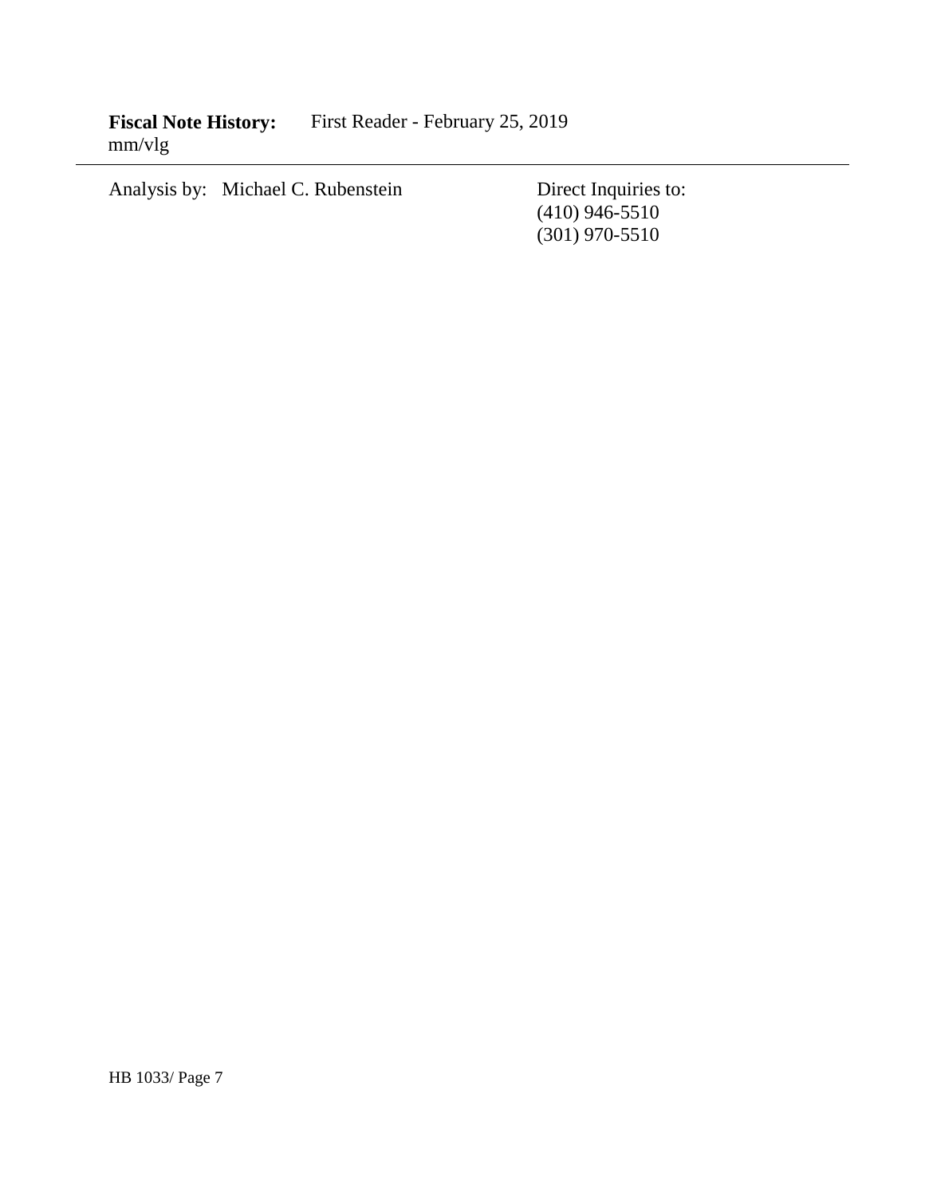**Fiscal Note History:** First Reader - February 25, 2019
mm/vlg

---

Analysis by: Michael C. Rubenstein

Direct Inquiries to:
(410) 946-5510
(301) 970-5510